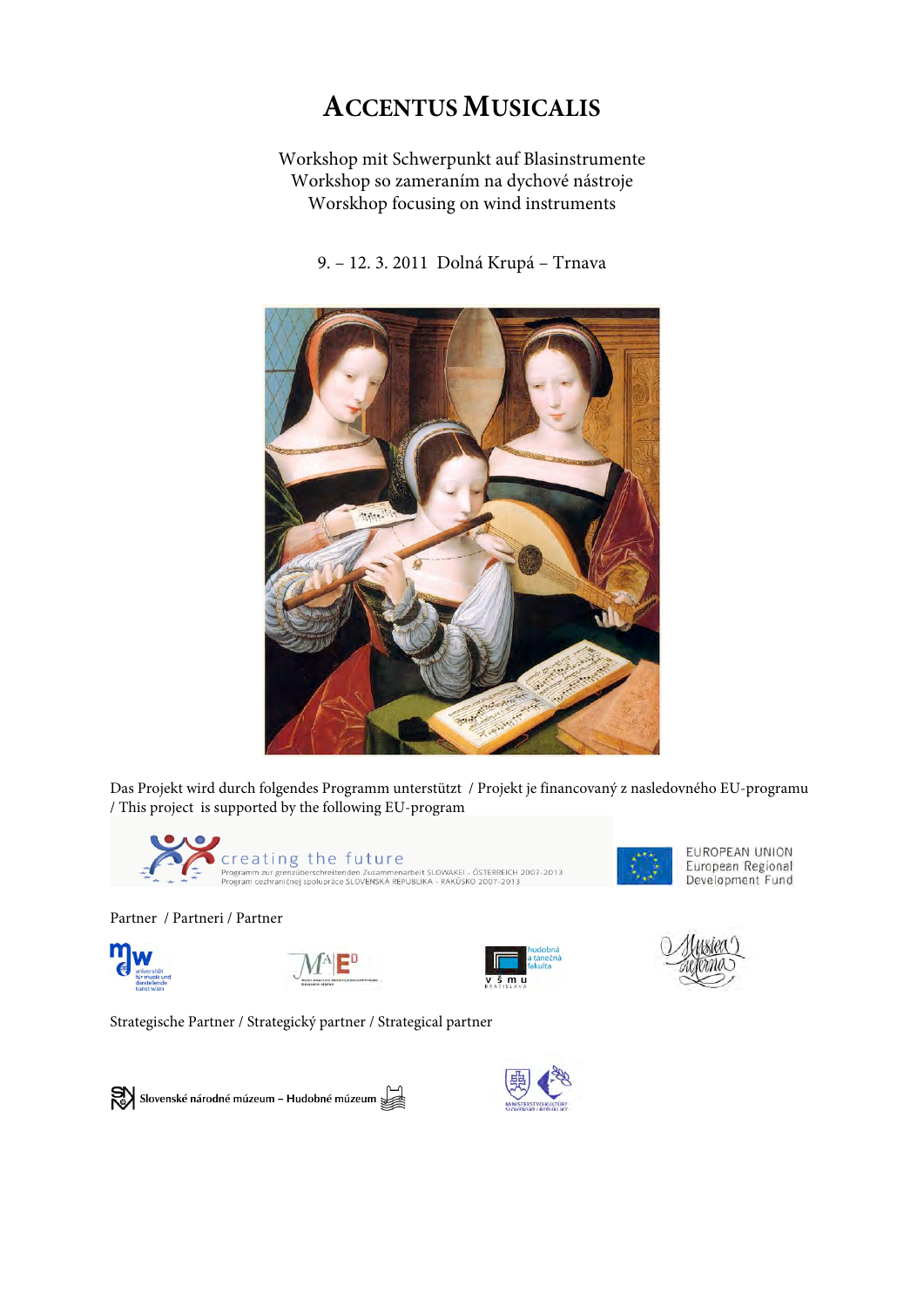# ACCENTUS MUSICALIS

Workshop mit Schwerpunkt auf Blasinstrumente
Workshop so zameraním na dychové nástroje
Worskhop focusing on wind instruments

9. – 12. 3. 2011 Dolná Krupá – Trnava

Das Projekt wird durch folgendes Programm unterstützt / Projekt je financovaný z nasledovného EU-programu / This project is supported by the following EU-program

creating the future
Programm zur grenzüberschreitenden Zusammenarbeit SLOWAKEI - ÖSTERREICH 2007-2013
Program cezhraničnej spolupráce SLOVENSKÁ REPUBLIKA - RAKÚSKO 2007-2013

EUROPEAN UNION
European Regional
Development Fund

Partner / Partneri / Partner

universität für musik und darstellende kunst wien

hudobná a tanečná fakulta
VŠMU BRATISLAVA

Musica aeterna

Strategische Partner / Strategický partner / Strategical partner

Slovenské národné múzeum – Hudobné múzeum

MINISTERSTVO KULTÚRY SLOVENSKEJ REPUBLIKY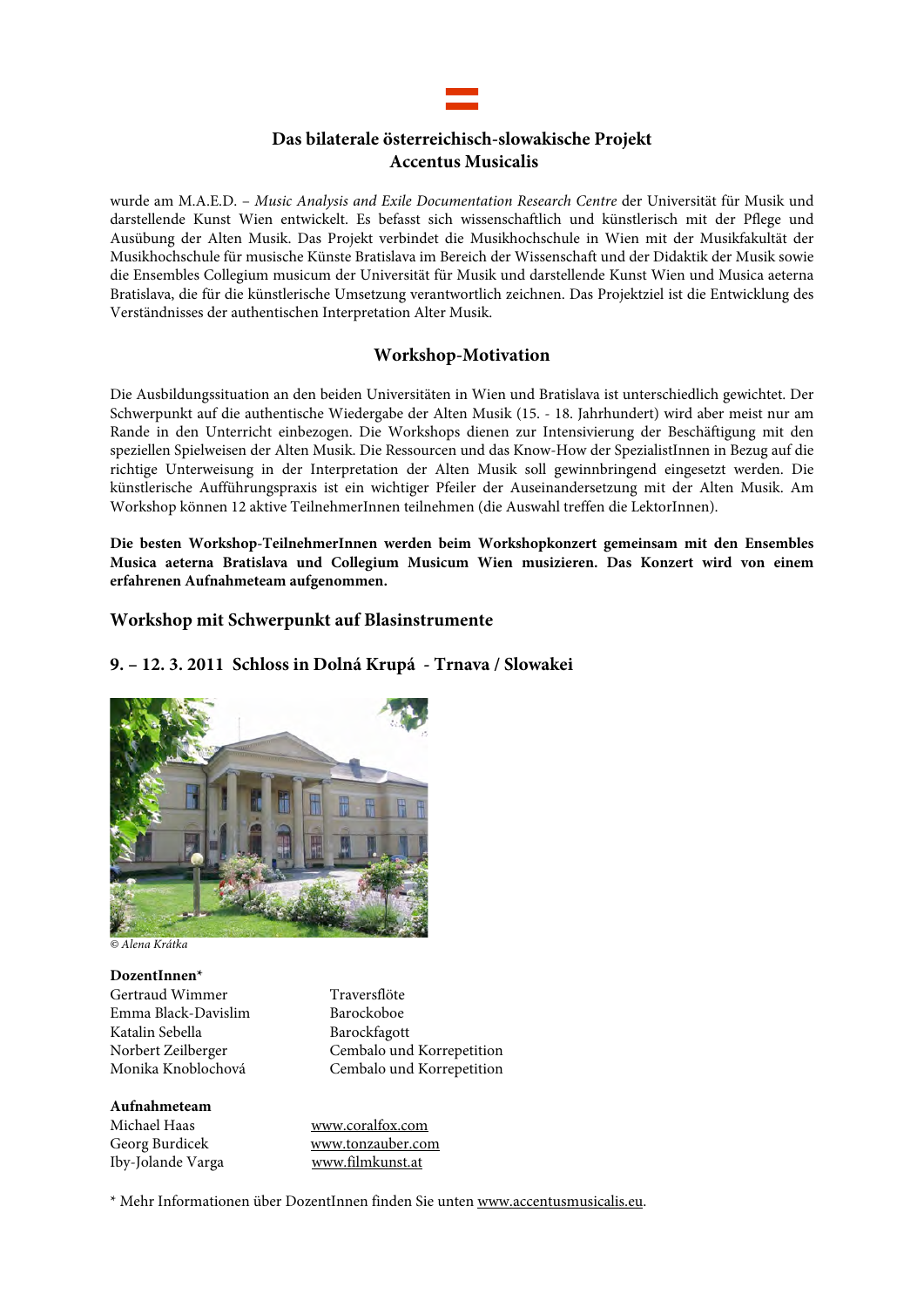## Das bilaterale österreichisch-slowakische Projekt
## Accentus Musicalis

wurde am M.A.E.D. – *Music Analysis and Exile Documentation Research Centre* der Universität für Musik und darstellende Kunst Wien entwickelt. Es befasst sich wissenschaftlich und künstlerisch mit der Pflege und Ausübung der Alten Musik. Das Projekt verbindet die Musikhochschule in Wien mit der Musikfakultät der Musikhochschule für musische Künste Bratislava im Bereich der Wissenschaft und der Didaktik der Musik sowie die Ensembles Collegium musicum der Universität für Musik und darstellende Kunst Wien und Musica aeterna Bratislava, die für die künstlerische Umsetzung verantwortlich zeichnen. Das Projektziel ist die Entwicklung des Verständnisses der authentischen Interpretation Alter Musik.

## Workshop-Motivation

Die Ausbildungssituation an den beiden Universitäten in Wien und Bratislava ist unterschiedlich gewichtet. Der Schwerpunkt auf die authentische Wiedergabe der Alten Musik (15. - 18. Jahrhundert) wird aber meist nur am Rande in den Unterricht einbezogen. Die Workshops dienen zur Intensivierung der Beschäftigung mit den speziellen Spielweisen der Alten Musik. Die Ressourcen und das Know-How der SpezialistInnen in Bezug auf die richtige Unterweisung in der Interpretation der Alten Musik soll gewinnbringend eingesetzt werden. Die künstlerische Aufführungspraxis ist ein wichtiger Pfeiler der Auseinandersetzung mit der Alten Musik. Am Workshop können 12 aktive TeilnehmerInnen teilnehmen (die Auswahl treffen die LektorInnen).

**Die besten Workshop-TeilnehmerInnen werden beim Workshopkonzert gemeinsam mit den Ensembles Musica aeterna Bratislava und Collegium Musicum Wien musizieren. Das Konzert wird von einem erfahrenen Aufnahmeteam aufgenommen.**

### Workshop mit Schwerpunkt auf Blasinstrumente

### 9. – 12. 3. 2011 Schloss in Dolná Krupá - Trnava / Slowakei

*© Alena Krátka*

**DozentInnen***

| | |
|---|---|
| Gertraud Wimmer | Traversflöte |
| Emma Black-Davislim | Barockoboe |
| Katalin Sebella | Barockfagott |
| Norbert Zeilberger | Cembalo und Korrepetition |
| Monika Knoblochová | Cembalo und Korrepetition |

**Aufnahmeteam**

| | |
|---|---|
| Michael Haas | www.coralfox.com |
| Georg Burdicek | www.tonzauber.com |
| Iby-Jolande Varga | www.filmkunst.at |

* Mehr Informationen über DozentInnen finden Sie unten www.accentusmusicalis.eu.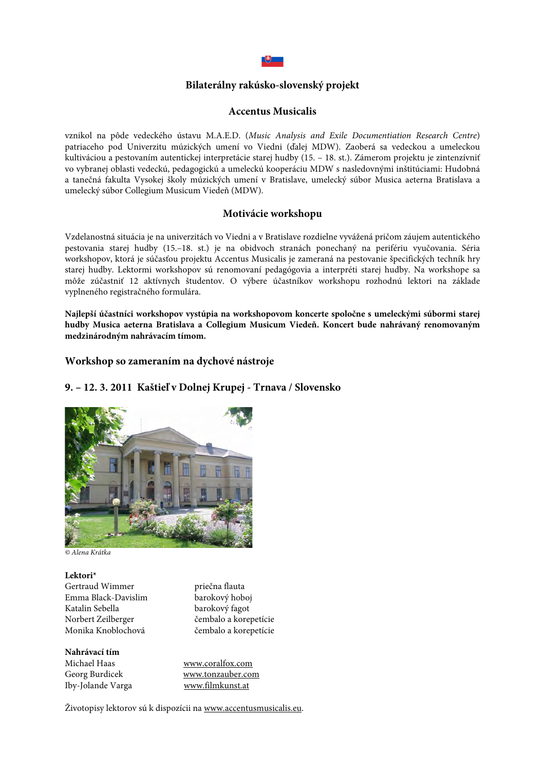## Bilaterálny rakúsko-slovenský projekt

## Accentus Musicalis

vznikol na pôde vedeckého ústavu M.A.E.D. (*Music Analysis and Exile Documentiation Research Centre*) patriaceho pod Univerzitu múzických umení vo Viedni (ďalej MDW). Zaoberá sa vedeckou a umeleckou kultiváciou a pestovaním autentickej interpretácie starej hudby (15. – 18. st.). Zámerom projektu je zintenzívniť vo vybranej oblasti vedeckú, pedagogickú a umeleckú kooperáciu MDW s nasledovnými inštitúciami: Hudobná a tanečná fakulta Vysokej školy múzických umení v Bratislave, umelecký súbor Musica aeterna Bratislava a umelecký súbor Collegium Musicum Viedeň (MDW).

## Motivácie workshopu

Vzdelanostná situácia je na univerzitách vo Viedni a v Bratislave rozdielne vyvážená pričom záujem autentického pestovania starej hudby (15.–18. st.) je na obidvoch stranách ponechaný na perifériu vyučovania. Séria workshopov, ktorá je súčasťou projektu Accentus Musicalis je zameraná na pestovanie špecifických techník hry starej hudby. Lektormi workshopov sú renomovaní pedagógovia a interpréti starej hudby. Na workshope sa môže zúčastniť 12 aktívnych študentov. O výbere účastníkov workshopu rozhodnú lektori na základe vyplneného registračného formulára.

**Najlepší účastníci workshopov vystúpia na workshopovom koncerte spoločne s umeleckými súbormi starej hudby Musica aeterna Bratislava a Collegium Musicum Viedeň. Koncert bude nahrávaný renomovaným medzinárodným nahrávacím tímom.**

## Workshop so zameraním na dychové nástroje

## 9. – 12. 3. 2011 Kaštieľ v Dolnej Krupej - Trnava / Slovensko

*© Alena Krátka*

**Lektori***

| | |
|---|---|
| Gertraud Wimmer | priečna flauta |
| Emma Black-Davislim | barokový hoboj |
| Katalin Sebella | barokový fagot |
| Norbert Zeilberger | čembalo a korepetície |
| Monika Knoblochová | čembalo a korepetície |

**Nahrávací tím**

| | |
|---|---|
| Michael Haas | www.coralfox.com |
| Georg Burdicek | www.tonzauber.com |
| Iby-Jolande Varga | www.filmkunst.at |

Životopisy lektorov sú k dispozícii na www.accentusmusicalis.eu.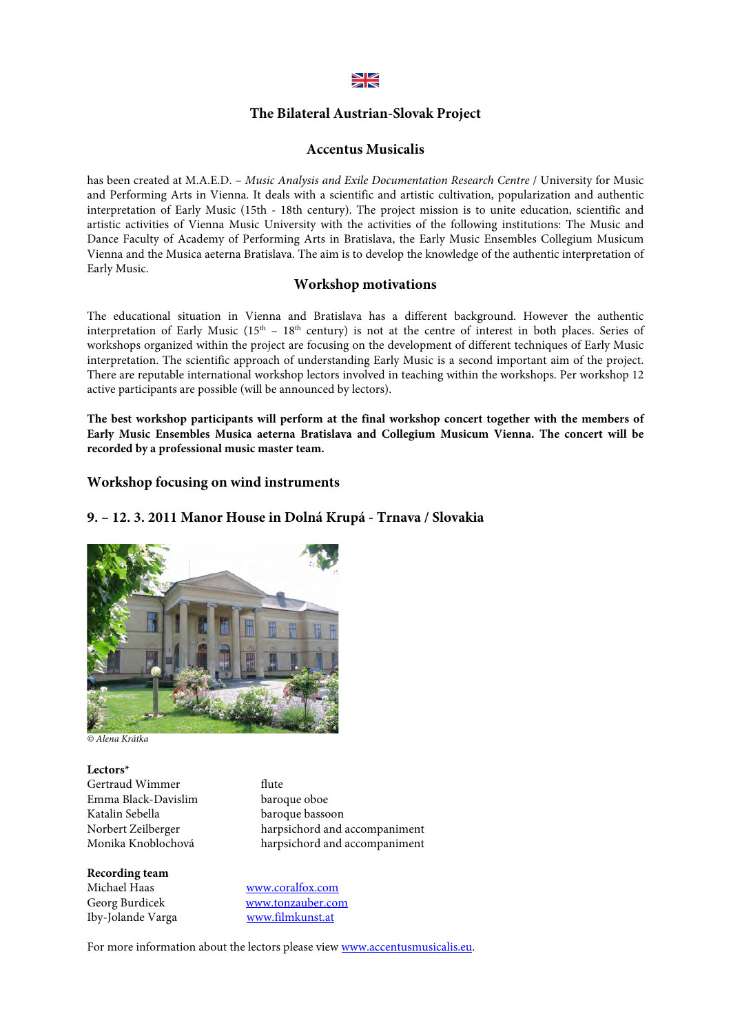## The Bilateral Austrian-Slovak Project

## Accentus Musicalis

has been created at M.A.E.D. – *Music Analysis and Exile Documentation Research Centre* / University for Music and Performing Arts in Vienna. It deals with a scientific and artistic cultivation, popularization and authentic interpretation of Early Music (15th - 18th century). The project mission is to unite education, scientific and artistic activities of Vienna Music University with the activities of the following institutions: The Music and Dance Faculty of Academy of Performing Arts in Bratislava, the Early Music Ensembles Collegium Musicum Vienna and the Musica aeterna Bratislava. The aim is to develop the knowledge of the authentic interpretation of Early Music.

## Workshop motivations

The educational situation in Vienna and Bratislava has a different background. However the authentic interpretation of Early Music (15th – 18th century) is not at the centre of interest in both places. Series of workshops organized within the project are focusing on the development of different techniques of Early Music interpretation. The scientific approach of understanding Early Music is a second important aim of the project. There are reputable international workshop lectors involved in teaching within the workshops. Per workshop 12 active participants are possible (will be announced by lectors).

**The best workshop participants will perform at the final workshop concert together with the members of Early Music Ensembles Musica aeterna Bratislava and Collegium Musicum Vienna. The concert will be recorded by a professional music master team.**

### Workshop focusing on wind instruments

### 9. – 12. 3. 2011 Manor House in Dolná Krupá - Trnava / Slovakia

*© Alena Krátka*

**Lectors***

| | |
|---|---|
| Gertraud Wimmer | flute |
| Emma Black-Davislim | baroque oboe |
| Katalin Sebella | baroque bassoon |
| Norbert Zeilberger | harpsichord and accompaniment |
| Monika Knoblochová | harpsichord and accompaniment |

**Recording team**

| | |
|---|---|
| Michael Haas | www.coralfox.com |
| Georg Burdicek | www.tonzauber.com |
| Iby-Jolande Varga | www.filmkunst.at |

For more information about the lectors please view www.accentusmusicalis.eu.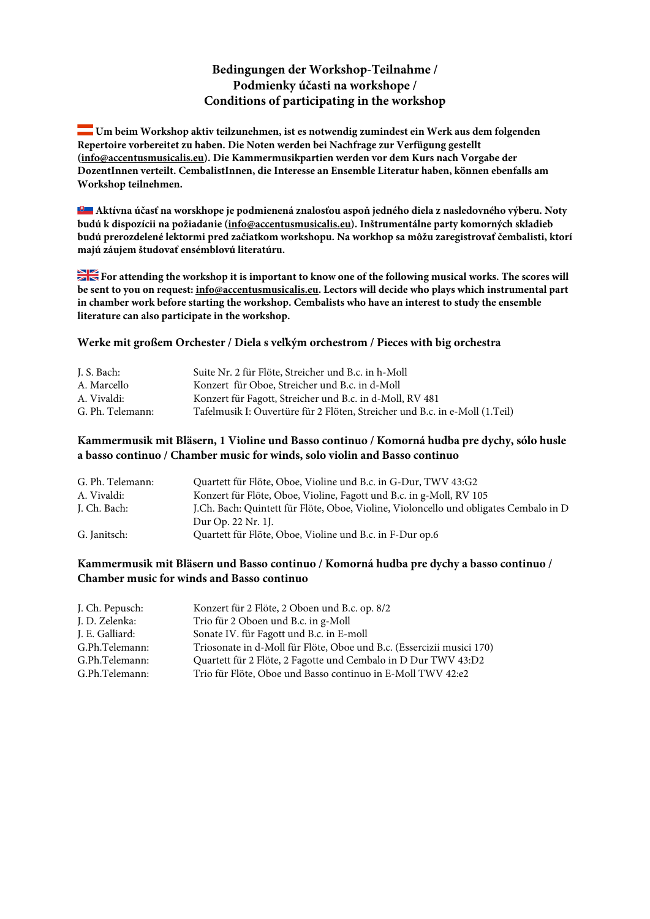### Bedingungen der Workshop-Teilnahme / Podmienky účasti na workshope / Conditions of participating in the workshop

**Um beim Workshop aktiv teilzunehmen, ist es notwendig zumindest ein Werk aus dem folgenden Repertoire vorbereitet zu haben. Die Noten werden bei Nachfrage zur Verfügung gestellt (info@accentusmusicalis.eu). Die Kammermusikpartien werden vor dem Kurs nach Vorgabe der DozentInnen verteilt. CembalistInnen, die Interesse an Ensemble Literatur haben, können ebenfalls am Workshop teilnehmen.**

**Aktívna účasť na worskhope je podmienená znalosťou aspoň jedného diela z nasledovného výberu. Noty budú k dispozícii na požiadanie (info@accentusmusicalis.eu). Inštrumentálne party komorných skladieb budú prerozdelené lektormi pred začiatkom workshopu. Na workhop sa môžu zaregistrovať čembalisti, ktorí majú záujem študovať ensémblovú literatúru.**

**For attending the workshop it is important to know one of the following musical works. The scores will be sent to you on request: info@accentusmusicalis.eu. Lectors will decide who plays which instrumental part in chamber work before starting the workshop. Cembalists who have an interest to study the ensemble literature can also participate in the workshop.**

#### Werke mit großem Orchester / Diela s veľkým orchestrom / Pieces with big orchestra

| | |
|---|---|
| J. S. Bach: | Suite Nr. 2 für Flöte, Streicher und B.c. in h-Moll |
| A. Marcello | Konzert für Oboe, Streicher und B.c. in d-Moll |
| A. Vivaldi: | Konzert für Fagott, Streicher und B.c. in d-Moll, RV 481 |
| G. Ph. Telemann: | Tafelmusik I: Ouvertüre für 2 Flöten, Streicher und B.c. in e-Moll (1.Teil) |

#### Kammermusik mit Bläsern, 1 Violine und Basso continuo / Komorná hudba pre dychy, sólo husle a basso continuo / Chamber music for winds, solo violin and Basso continuo

| | |
|---|---|
| G. Ph. Telemann: | Quartett für Flöte, Oboe, Violine und B.c. in G-Dur, TWV 43:G2 |
| A. Vivaldi: | Konzert für Flöte, Oboe, Violine, Fagott und B.c. in g-Moll, RV 105 |
| J. Ch. Bach: | J.Ch. Bach: Quintett für Flöte, Oboe, Violine, Violoncello und obligates Cembalo in D Dur Op. 22 Nr. 1J. |
| G. Janitsch: | Quartett für Flöte, Oboe, Violine und B.c. in F-Dur op.6 |

#### Kammermusik mit Bläsern und Basso continuo / Komorná hudba pre dychy a basso continuo / Chamber music for winds and Basso continuo

| | |
|---|---|
| J. Ch. Pepusch: | Konzert für 2 Flöte, 2 Oboen und B.c. op. 8/2 |
| J. D. Zelenka: | Trio für 2 Oboen und B.c. in g-Moll |
| J. E. Galliard: | Sonate IV. für Fagott und B.c. in E-moll |
| G.Ph.Telemann: | Triosonate in d-Moll für Flöte, Oboe und B.c. (Essercizii musici 170) |
| G.Ph.Telemann: | Quartett für 2 Flöte, 2 Fagotte und Cembalo in D Dur TWV 43:D2 |
| G.Ph.Telemann: | Trio für Flöte, Oboe und Basso continuo in E-Moll TWV 42:e2 |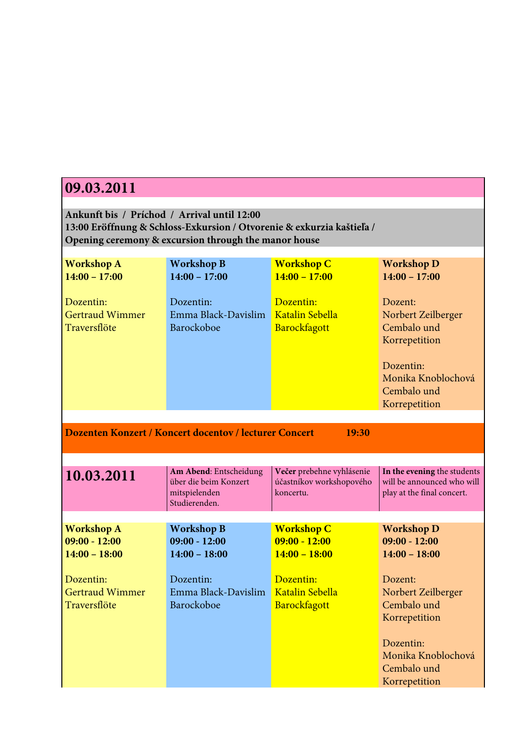## 09.03.2011

**Ankunft bis / Príchod / Arrival until 12:00**
**13:00 Eröffnung & Schloss-Exkursion / Otvorenie & exkurzia kaštieľa /**
**Opening ceremony & excursion through the manor house**

| **Workshop A**<br>**14:00 – 17:00** | **Workshop B**<br>**14:00 – 17:00** | **Workshop C**<br>**14:00 – 17:00** | **Workshop D**<br>**14:00 – 17:00** |
|---|---|---|---|
| Dozentin:<br>Gertraud Wimmer<br>Traversflöte | Dozentin:<br>Emma Black-Davislim<br>Barockoboe | Dozentin:<br>Katalin Sebella<br>Barockfagott | Dozent:<br>Norbert Zeilberger<br>Cembalo und Korrepetition<br><br>Dozentin:<br>Monika Knoblochová<br>Cembalo und Korrepetition |

**Dozenten Konzert / Koncert docentov / lecturer Concert 19:30**

## 10.03.2011

| | | | |
|---|---|---|---|
| **10.03.2011** | **Am Abend**: Entscheidung über die beim Konzert mitspielenden Studierenden. | **Večer** prebehne vyhlásenie účastníkov workshopového koncertu. | **In the evening** the students will be announced who will play at the final concert. |

| **Workshop A**<br>**09:00 - 12:00**<br>**14:00 – 18:00** | **Workshop B**<br>**09:00 - 12:00**<br>**14:00 – 18:00** | **Workshop C**<br>**09:00 - 12:00**<br>**14:00 – 18:00** | **Workshop D**<br>**09:00 - 12:00**<br>**14:00 – 18:00** |
|---|---|---|---|
| Dozentin:<br>Gertraud Wimmer<br>Traversflöte | Dozentin:<br>Emma Black-Davislim<br>Barockoboe | Dozentin:<br>Katalin Sebella<br>Barockfagott | Dozent:<br>Norbert Zeilberger<br>Cembalo und Korrepetition<br><br>Dozentin:<br>Monika Knoblochová<br>Cembalo und Korrepetition |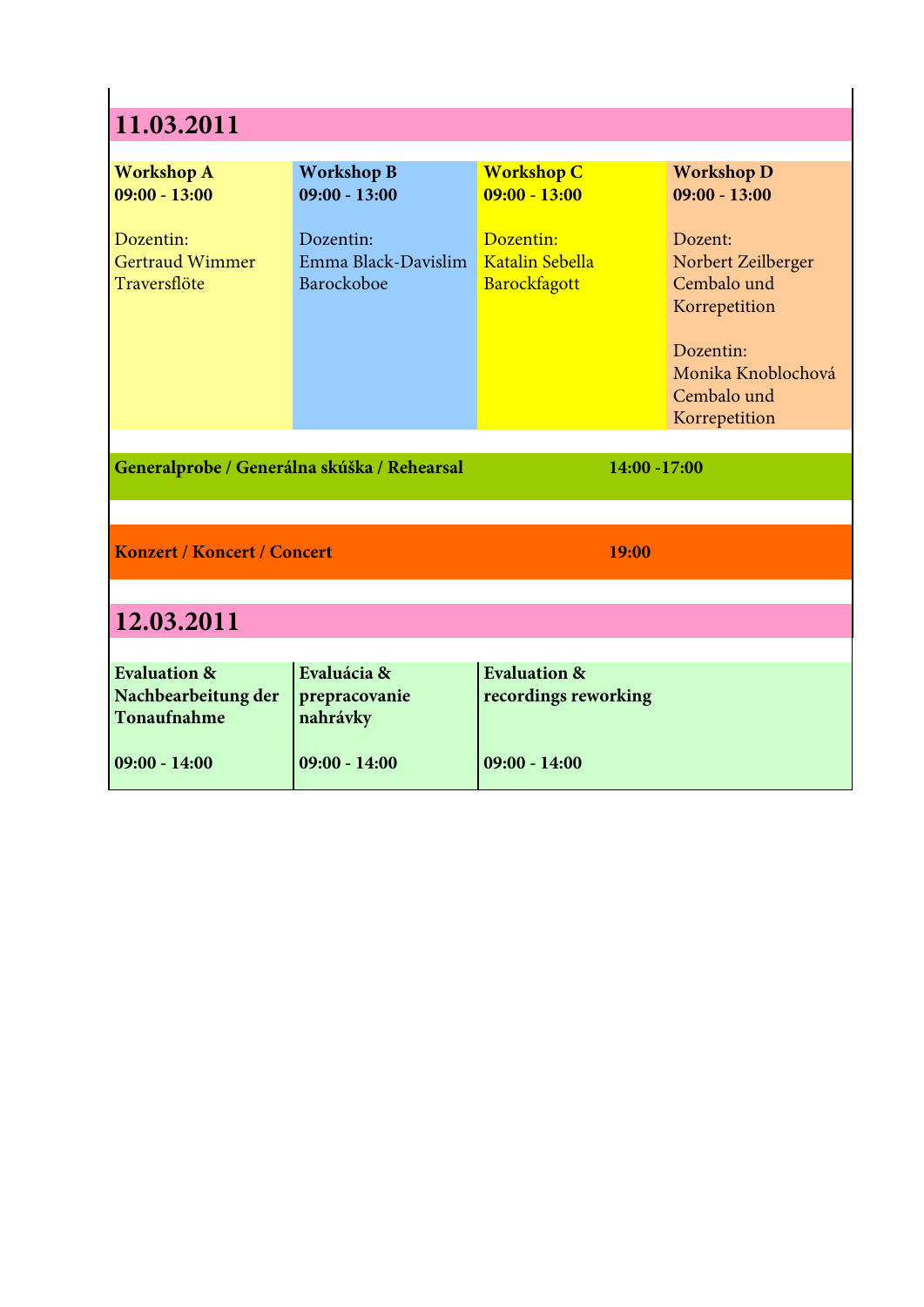## 11.03.2011

| **Workshop A** **09:00 - 13:00** | **Workshop B** **09:00 - 13:00** | **Workshop C** **09:00 - 13:00** | **Workshop D** **09:00 - 13:00** |
|---|---|---|---|
| Dozentin: Gertraud Wimmer Traversflöte | Dozentin: Emma Black-Davislim Barockoboe | Dozentin: Katalin Sebella Barockfagott | Dozent: Norbert Zeilberger Cembalo und Korrepetition<br><br>Dozentin: Monika Knoblochová Cembalo und Korrepetition |

**Generalprobe / Generálna skúška / Rehearsal** **14:00 -17:00**

**Konzert / Koncert / Concert** **19:00**

## 12.03.2011

| **Evaluation & Nachbearbeitung der Tonaufnahme** | **Evaluácia & prepracovanie nahrávky** | **Evaluation & recordings reworking** |
|---|---|---|
| **09:00 - 14:00** | **09:00 - 14:00** | **09:00 - 14:00** |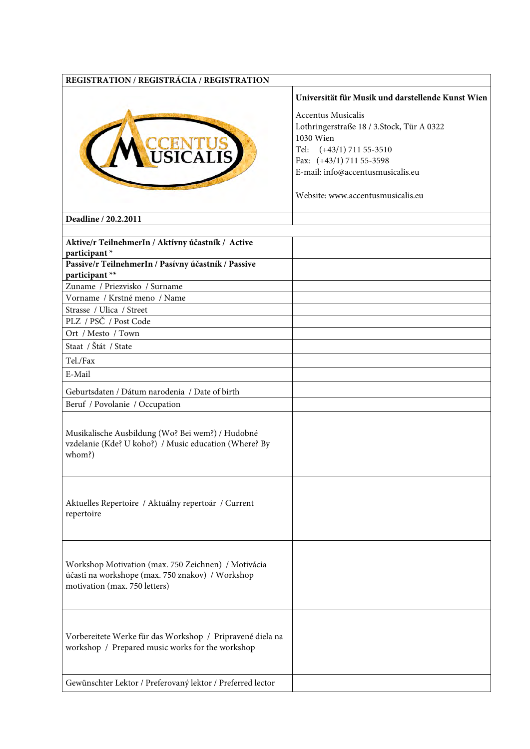| REGISTRATION / REGISTRÁCIA / REGISTRATION | |
|---|---|
| ACCENTUS MUSICALIS | **Universität für Musik und darstellende Kunst Wien**<br><br>Accentus Musicalis<br>Lothringerstraße 18 / 3.Stock, Tür A 0322<br>1030 Wien<br>Tel: (+43/1) 711 55-3510<br>Fax: (+43/1) 711 55-3598<br>E-mail: info@accentusmusicalis.eu<br><br>Website: www.accentusmusicalis.eu |
| **Deadline / 20.2.2011** | |
| | |
| **Aktive/r TeilnehmerIn / Aktívny účastník / Active participant *** | |
| **Passive/r TeilnehmerIn / Pasívny účastník / Passive participant **** | |
| Zuname / Priezvisko / Surname | |
| Vorname / Krstné meno / Name | |
| Strasse / Ulica / Street | |
| PLZ / PSČ / Post Code | |
| Ort / Mesto / Town | |
| Staat / Štát / State | |
| Tel./Fax | |
| E-Mail | |
| Geburtsdaten / Dátum narodenia / Date of birth | |
| Beruf / Povolanie / Occupation | |
| Musikalische Ausbildung (Wo? Bei wem?) / Hudobné vzdelanie (Kde? U koho?) / Music education (Where? By whom?) | |
| Aktuelles Repertoire / Aktuálny repertoár / Current repertoire | |
| Workshop Motivation (max. 750 Zeichnen) / Motivácia účasti na workshope (max. 750 znakov) / Workshop motivation (max. 750 letters) | |
| Vorbereitete Werke für das Workshop / Pripravené diela na workshop / Prepared music works for the workshop | |
| Gewünschter Lektor / Preferovaný lektor / Preferred lector | |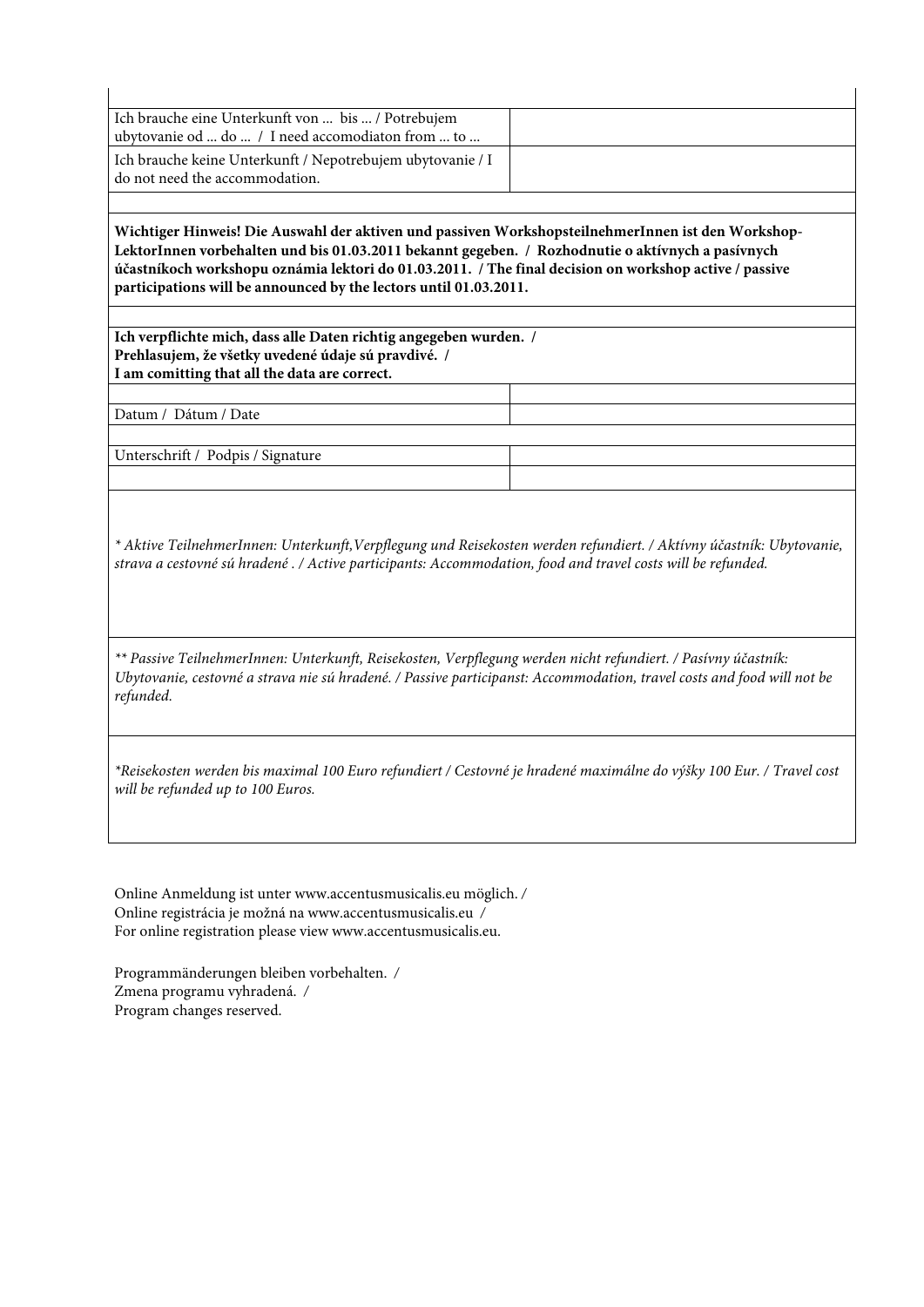| | |
|---|---|
| Ich brauche eine Unterkunft von ... bis ... / Potrebujem ubytovanie od ... do ... / I need accomodiaton from ... to ... | |
| Ich brauche keine Unterkunft / Nepotrebujem ubytovanie / I do not need the accommodation. | |

**Wichtiger Hinweis! Die Auswahl der aktiven und passiven WorkshopsteilnehmerInnen ist den Workshop-LektorInnen vorbehalten und bis 01.03.2011 bekannt gegeben. / Rozhodnutie o aktívnych a pasívnych účastníkoch workshopu oznámia lektori do 01.03.2011. / The final decision on workshop active / passive participations will be announced by the lectors until 01.03.2011.**

**Ich verpflichte mich, dass alle Daten richtig angegeben wurden. /**
**Prehlasujem, že všetky uvedené údaje sú pravdivé. /**
**I am comitting that all the data are correct.**

| | |
|---|---|
| Datum / Dátum / Date | |
| Unterschrift / Podpis / Signature | |

*\* Aktive TeilnehmerInnen: Unterkunft,Verpflegung und Reisekosten werden refundiert. / Aktívny účastník: Ubytovanie, strava a cestovné sú hradené . / Active participants: Accommodation, food and travel costs will be refunded.*

*\*\* Passive TeilnehmerInnen: Unterkunft, Reisekosten, Verpflegung werden nicht refundiert. / Pasívny účastník: Ubytovanie, cestovné a strava nie sú hradené. / Passive participanst: Accommodation, travel costs and food will not be refunded.*

*\*Reisekosten werden bis maximal 100 Euro refundiert / Cestovné je hradené maximálne do výšky 100 Eur. / Travel cost will be refunded up to 100 Euros.*

Online Anmeldung ist unter www.accentusmusicalis.eu möglich. /
Online registrácia je možná na www.accentusmusicalis.eu /
For online registration please view www.accentusmusicalis.eu.

Programmänderungen bleiben vorbehalten. /
Zmena programu vyhradená. /
Program changes reserved.